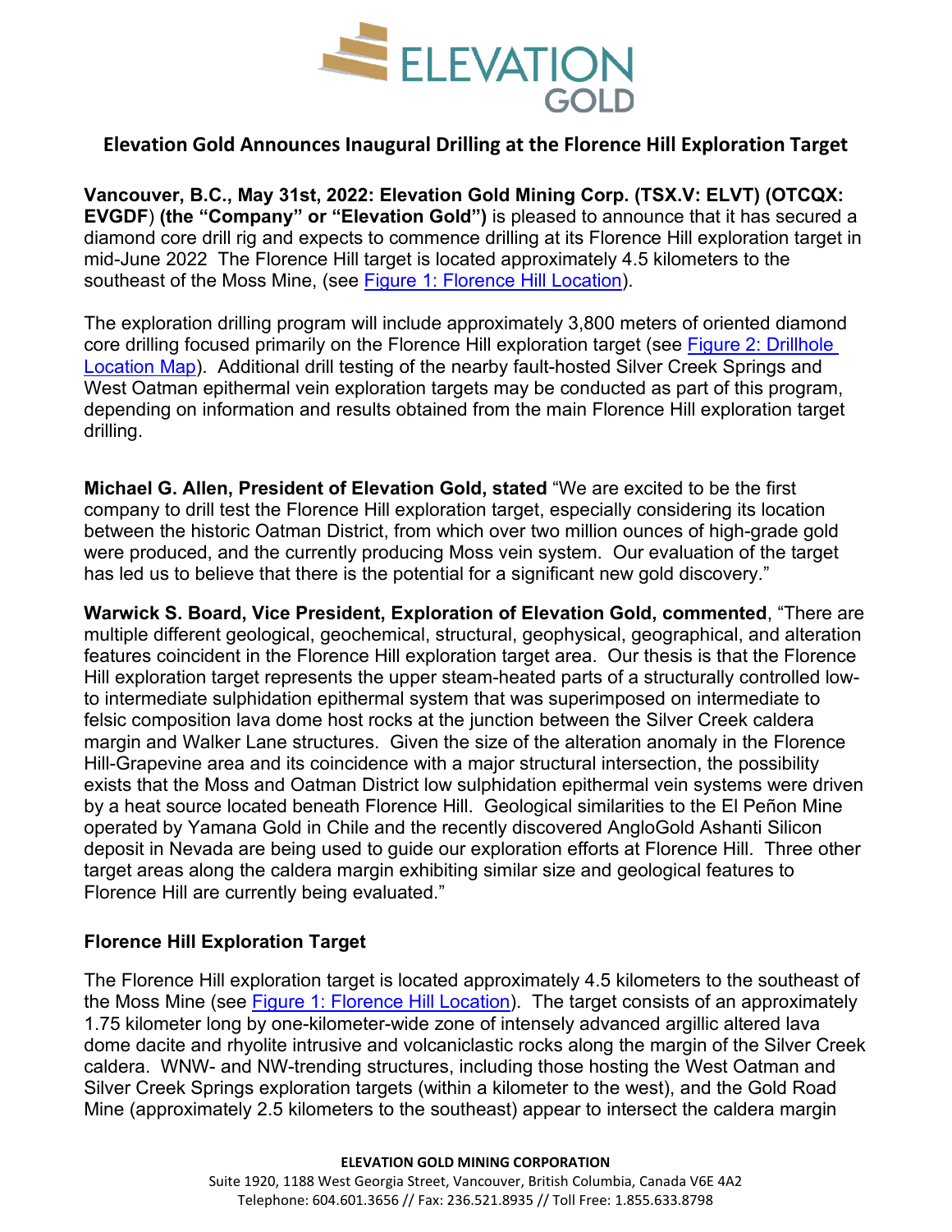# Elevation Gold Announces Inaugural Drilling at the Florence Hill Exploration Target

**Vancouver, B.C., May 31st, 2022: Elevation Gold Mining Corp. (TSX.V: ELVT) (OTCQX: EVGDF) (the "Company" or "Elevation Gold")** is pleased to announce that it has secured a diamond core drill rig and expects to commence drilling at its Florence Hill exploration target in mid-June 2022 The Florence Hill target is located approximately 4.5 kilometers to the southeast of the Moss Mine, (see Figure 1: Florence Hill Location).

The exploration drilling program will include approximately 3,800 meters of oriented diamond core drilling focused primarily on the Florence Hill exploration target (see Figure 2: Drillhole Location Map). Additional drill testing of the nearby fault-hosted Silver Creek Springs and West Oatman epithermal vein exploration targets may be conducted as part of this program, depending on information and results obtained from the main Florence Hill exploration target drilling.

**Michael G. Allen, President of Elevation Gold, stated** "We are excited to be the first company to drill test the Florence Hill exploration target, especially considering its location between the historic Oatman District, from which over two million ounces of high-grade gold were produced, and the currently producing Moss vein system. Our evaluation of the target has led us to believe that there is the potential for a significant new gold discovery."

**Warwick S. Board, Vice President, Exploration of Elevation Gold, commented**, "There are multiple different geological, geochemical, structural, geophysical, geographical, and alteration features coincident in the Florence Hill exploration target area. Our thesis is that the Florence Hill exploration target represents the upper steam-heated parts of a structurally controlled low- to intermediate sulphidation epithermal system that was superimposed on intermediate to felsic composition lava dome host rocks at the junction between the Silver Creek caldera margin and Walker Lane structures. Given the size of the alteration anomaly in the Florence Hill-Grapevine area and its coincidence with a major structural intersection, the possibility exists that the Moss and Oatman District low sulphidation epithermal vein systems were driven by a heat source located beneath Florence Hill. Geological similarities to the El Peñon Mine operated by Yamana Gold in Chile and the recently discovered AngloGold Ashanti Silicon deposit in Nevada are being used to guide our exploration efforts at Florence Hill. Three other target areas along the caldera margin exhibiting similar size and geological features to Florence Hill are currently being evaluated."

## Florence Hill Exploration Target

The Florence Hill exploration target is located approximately 4.5 kilometers to the southeast of the Moss Mine (see Figure 1: Florence Hill Location). The target consists of an approximately 1.75 kilometer long by one-kilometer-wide zone of intensely advanced argillic altered lava dome dacite and rhyolite intrusive and volcaniclastic rocks along the margin of the Silver Creek caldera. WNW- and NW-trending structures, including those hosting the West Oatman and Silver Creek Springs exploration targets (within a kilometer to the west), and the Gold Road Mine (approximately 2.5 kilometers to the southeast) appear to intersect the caldera margin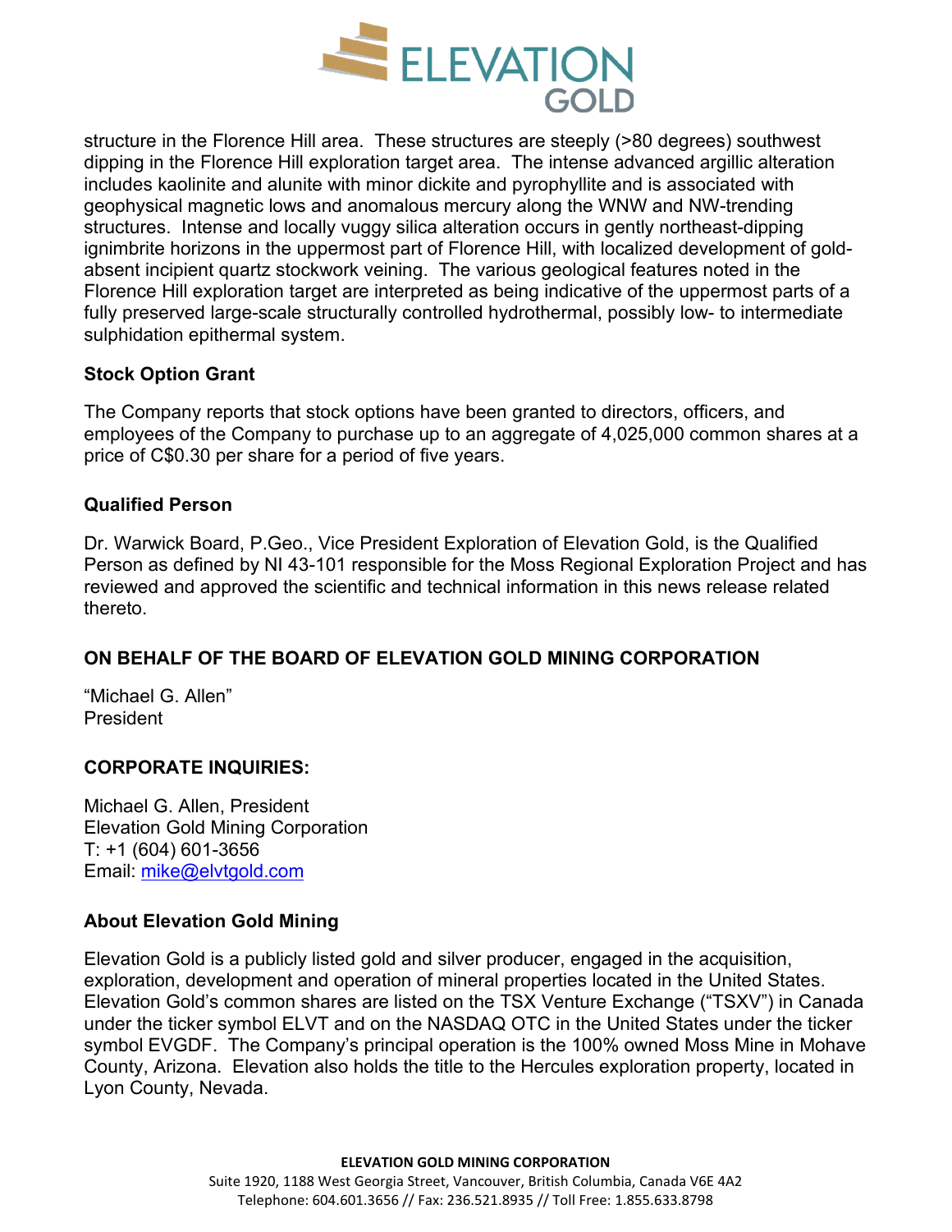structure in the Florence Hill area. These structures are steeply (>80 degrees) southwest dipping in the Florence Hill exploration target area. The intense advanced argillic alteration includes kaolinite and alunite with minor dickite and pyrophyllite and is associated with geophysical magnetic lows and anomalous mercury along the WNW and NW-trending structures. Intense and locally vuggy silica alteration occurs in gently northeast-dipping ignimbrite horizons in the uppermost part of Florence Hill, with localized development of gold-absent incipient quartz stockwork veining. The various geological features noted in the Florence Hill exploration target are interpreted as being indicative of the uppermost parts of a fully preserved large-scale structurally controlled hydrothermal, possibly low- to intermediate sulphidation epithermal system.

### Stock Option Grant

The Company reports that stock options have been granted to directors, officers, and employees of the Company to purchase up to an aggregate of 4,025,000 common shares at a price of C$0.30 per share for a period of five years.

### Qualified Person

Dr. Warwick Board, P.Geo., Vice President Exploration of Elevation Gold, is the Qualified Person as defined by NI 43-101 responsible for the Moss Regional Exploration Project and has reviewed and approved the scientific and technical information in this news release related thereto.

### ON BEHALF OF THE BOARD OF ELEVATION GOLD MINING CORPORATION

"Michael G. Allen"
President

### CORPORATE INQUIRIES:

Michael G. Allen, President
Elevation Gold Mining Corporation
T: +1 (604) 601-3656
Email: mike@elvtgold.com

### About Elevation Gold Mining

Elevation Gold is a publicly listed gold and silver producer, engaged in the acquisition, exploration, development and operation of mineral properties located in the United States. Elevation Gold's common shares are listed on the TSX Venture Exchange ("TSXV") in Canada under the ticker symbol ELVT and on the NASDAQ OTC in the United States under the ticker symbol EVGDF. The Company's principal operation is the 100% owned Moss Mine in Mohave County, Arizona. Elevation also holds the title to the Hercules exploration property, located in Lyon County, Nevada.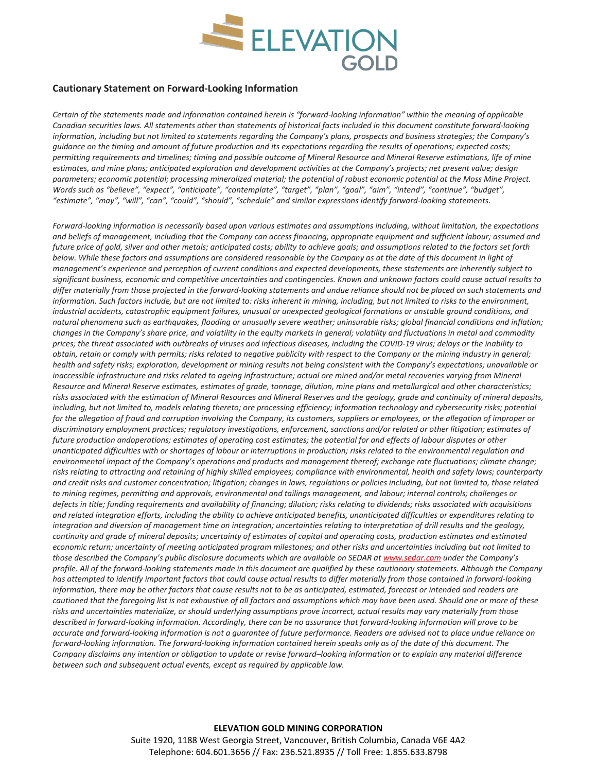ELEVATION GOLD

### Cautionary Statement on Forward-Looking Information

*Certain of the statements made and information contained herein is "forward-looking information" within the meaning of applicable Canadian securities laws. All statements other than statements of historical facts included in this document constitute forward-looking information, including but not limited to statements regarding the Company's plans, prospects and business strategies; the Company's guidance on the timing and amount of future production and its expectations regarding the results of operations; expected costs; permitting requirements and timelines; timing and possible outcome of Mineral Resource and Mineral Reserve estimations, life of mine estimates, and mine plans; anticipated exploration and development activities at the Company's projects; net present value; design parameters; economic potential; processing mineralized material; the potential of robust economic potential at the Moss Mine Project. Words such as "believe", "expect", "anticipate", "contemplate", "target", "plan", "goal", "aim", "intend", "continue", "budget", "estimate", "may", "will", "can", "could", "should", "schedule" and similar expressions identify forward-looking statements.*

*Forward-looking information is necessarily based upon various estimates and assumptions including, without limitation, the expectations and beliefs of management, including that the Company can access financing, appropriate equipment and sufficient labour; assumed and future price of gold, silver and other metals; anticipated costs; ability to achieve goals; and assumptions related to the factors set forth below. While these factors and assumptions are considered reasonable by the Company as at the date of this document in light of management's experience and perception of current conditions and expected developments, these statements are inherently subject to significant business, economic and competitive uncertainties and contingencies. Known and unknown factors could cause actual results to differ materially from those projected in the forward-looking statements and undue reliance should not be placed on such statements and information. Such factors include, but are not limited to: risks inherent in mining, including, but not limited to risks to the environment, industrial accidents, catastrophic equipment failures, unusual or unexpected geological formations or unstable ground conditions, and natural phenomena such as earthquakes, flooding or unusually severe weather; uninsurable risks; global financial conditions and inflation; changes in the Company's share price, and volatility in the equity markets in general; volatility and fluctuations in metal and commodity prices; the threat associated with outbreaks of viruses and infectious diseases, including the COVID-19 virus; delays or the inability to obtain, retain or comply with permits; risks related to negative publicity with respect to the Company or the mining industry in general; health and safety risks; exploration, development or mining results not being consistent with the Company's expectations; unavailable or inaccessible infrastructure and risks related to ageing infrastructure; actual ore mined and/or metal recoveries varying from Mineral Resource and Mineral Reserve estimates, estimates of grade, tonnage, dilution, mine plans and metallurgical and other characteristics; risks associated with the estimation of Mineral Resources and Mineral Reserves and the geology, grade and continuity of mineral deposits, including, but not limited to, models relating thereto; ore processing efficiency; information technology and cybersecurity risks; potential for the allegation of fraud and corruption involving the Company, its customers, suppliers or employees, or the allegation of improper or discriminatory employment practices; regulatory investigations, enforcement, sanctions and/or related or other litigation; estimates of future production andoperations; estimates of operating cost estimates; the potential for and effects of labour disputes or other unanticipated difficulties with or shortages of labour or interruptions in production; risks related to the environmental regulation and environmental impact of the Company's operations and products and management thereof; exchange rate fluctuations; climate change; risks relating to attracting and retaining of highly skilled employees; compliance with environmental, health and safety laws; counterparty and credit risks and customer concentration; litigation; changes in laws, regulations or policies including, but not limited to, those related to mining regimes, permitting and approvals, environmental and tailings management, and labour; internal controls; challenges or defects in title; funding requirements and availability of financing; dilution; risks relating to dividends; risks associated with acquisitions and related integration efforts, including the ability to achieve anticipated benefits, unanticipated difficulties or expenditures relating to integration and diversion of management time on integration; uncertainties relating to interpretation of drill results and the geology, continuity and grade of mineral deposits; uncertainty of estimates of capital and operating costs, production estimates and estimated economic return; uncertainty of meeting anticipated program milestones; and other risks and uncertainties including but not limited to those described the Company's public disclosure documents which are available on SEDAR at [www.sedar.com](http://www.sedar.com) under the Company's profile. All of the forward-looking statements made in this document are qualified by these cautionary statements. Although the Company has attempted to identify important factors that could cause actual results to differ materially from those contained in forward-looking information, there may be other factors that cause results not to be as anticipated, estimated, forecast or intended and readers are cautioned that the foregoing list is not exhaustive of all factors and assumptions which may have been used. Should one or more of these risks and uncertainties materialize, or should underlying assumptions prove incorrect, actual results may vary materially from those described in forward-looking information. Accordingly, there can be no assurance that forward-looking information will prove to be accurate and forward-looking information is not a guarantee of future performance. Readers are advised not to place undue reliance on forward-looking information. The forward-looking information contained herein speaks only as of the date of this document. The Company disclaims any intention or obligation to update or revise forward–looking information or to explain any material difference between such and subsequent actual events, except as required by applicable law.*

**ELEVATION GOLD MINING CORPORATION**
Suite 1920, 1188 West Georgia Street, Vancouver, British Columbia, Canada V6E 4A2
Telephone: 604.601.3656 // Fax: 236.521.8935 // Toll Free: 1.855.633.8798